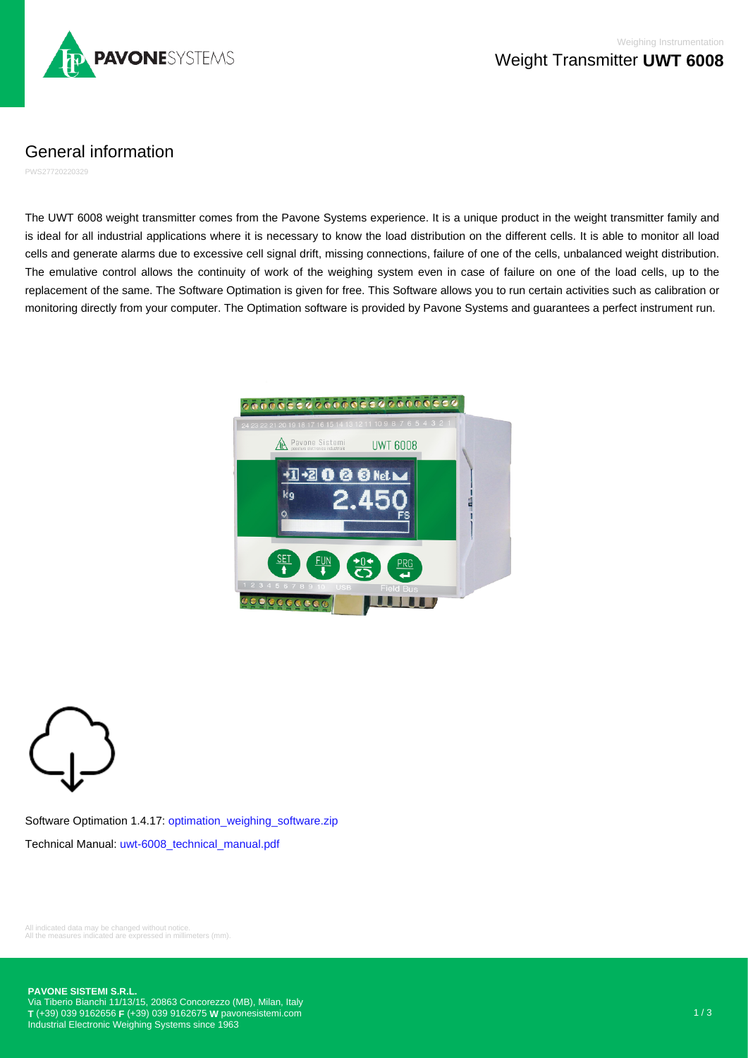# Weight Transmitter **UWT 6008**

## General information

PWS27720220329

The UWT 6008 weight transmitter comes from the Pavone Systems experience. It is a unique product in the weight transmitter family and is ideal for all industrial applications where it is necessary to know the load distribution on the different cells. It is able to monitor all load cells and generate alarms due to excessive cell signal drift, missing connections, failure of one of the cells, unbalanced weight distribution. The emulative control allows the continuity of work of the weighing system even in case of failure on one of the load cells, up to the replacement of the same. The Software Optimation is given for free. This Software allows you to run certain activities such as calibration or monitoring directly from your computer. The Optimation software is provided by Pavone Systems and guarantees a perfect instrument run.

Software Optimation 1.4.17: optimation_weighing_software.zip

Technical Manual: uwt-6008_technical_manual.pdf

All indicated data may be changed without notice.
All the measures indicated are expressed in millimeters (mm).

**PAVONE SISTEMI S.R.L.**
Via Tiberio Bianchi 11/13/15, 20863 Concorezzo (MB), Milan, Italy
**T** (+39) 039 9162656 **F** (+39) 039 9162675 **W** pavonesistemi.com
Industrial Electronic Weighing Systems since 1963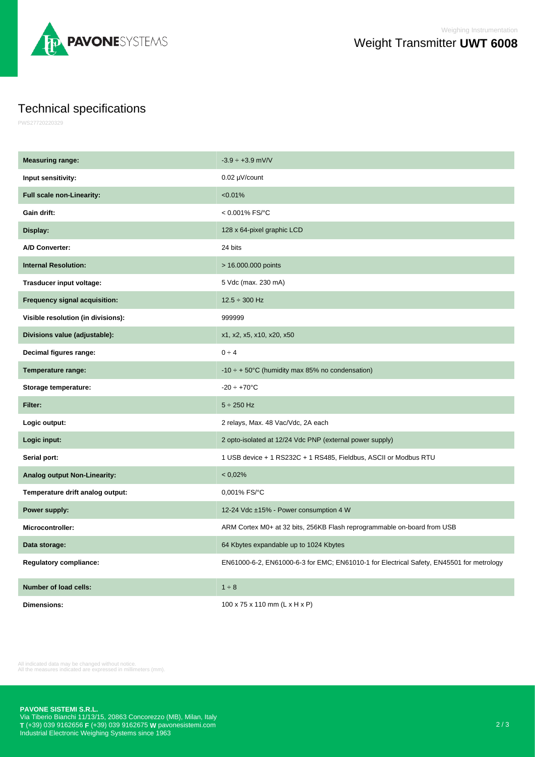# Weight Transmitter **UWT 6008**

## Technical specifications

PWS27720220329

| | |
|---|---|
| **Measuring range:** | -3.9 ÷ +3.9 mV/V |
| **Input sensitivity:** | 0.02 µV/count |
| **Full scale non-Linearity:** | <0.01% |
| **Gain drift:** | < 0.001% FS/°C |
| **Display:** | 128 x 64-pixel graphic LCD |
| **A/D Converter:** | 24 bits |
| **Internal Resolution:** | > 16.000.000 points |
| **Trasducer input voltage:** | 5 Vdc (max. 230 mA) |
| **Frequency signal acquisition:** | 12.5 ÷ 300 Hz |
| **Visible resolution (in divisions):** | 999999 |
| **Divisions value (adjustable):** | x1, x2, x5, x10, x20, x50 |
| **Decimal figures range:** | 0 ÷ 4 |
| **Temperature range:** | -10 ÷ + 50°C (humidity max 85% no condensation) |
| **Storage temperature:** | -20 ÷ +70°C |
| **Filter:** | 5 ÷ 250 Hz |
| **Logic output:** | 2 relays, Max. 48 Vac/Vdc, 2A each |
| **Logic input:** | 2 opto-isolated at 12/24 Vdc PNP (external power supply) |
| **Serial port:** | 1 USB device + 1 RS232C + 1 RS485, Fieldbus, ASCII or Modbus RTU |
| **Analog output Non-Linearity:** | < 0,02% |
| **Temperature drift analog output:** | 0,001% FS/°C |
| **Power supply:** | 12-24 Vdc ±15% - Power consumption 4 W |
| **Microcontroller:** | ARM Cortex M0+ at 32 bits, 256KB Flash reprogrammable on-board from USB |
| **Data storage:** | 64 Kbytes expandable up to 1024 Kbytes |
| **Regulatory compliance:** | EN61000-6-2, EN61000-6-3 for EMC; EN61010-1 for Electrical Safety, EN45501 for metrology |
| **Number of load cells:** | 1 ÷ 8 |
| **Dimensions:** | 100 x 75 x 110 mm (L x H x P) |

All indicated data may be changed without notice.
All the measures indicated are expressed in millimeters (mm).

**PAVONE SISTEMI S.R.L.**
Via Tiberio Bianchi 11/13/15, 20863 Concorezzo (MB), Milan, Italy
**T** (+39) 039 9162656 **F** (+39) 039 9162675 **W** pavonesistemi.com
Industrial Electronic Weighing Systems since 1963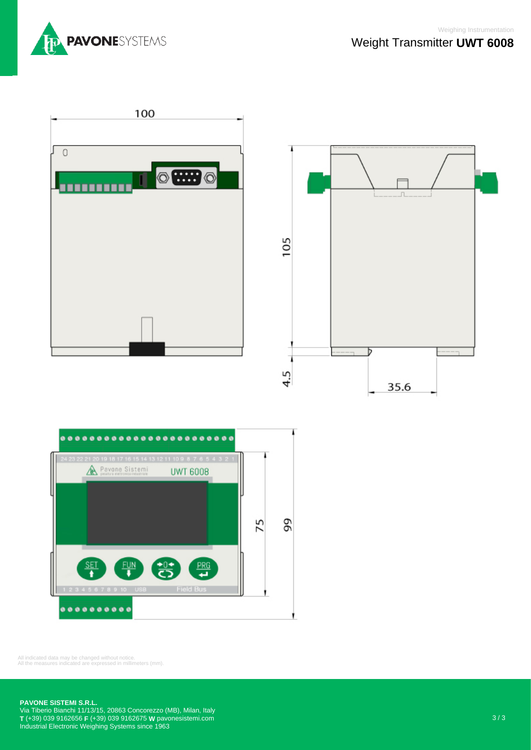100

105

4.5

35.6

75

99

All indicated data may be changed without notice.
All the measures indicated are expressed in millimeters (mm).

**PAVONE SISTEMI S.R.L.**
Via Tiberio Bianchi 11/13/15, 20863 Concorezzo (MB), Milan, Italy
**T** (+39) 039 9162656 **F** (+39) 039 9162675 **W** pavonesistemi.com
Industrial Electronic Weighing Systems since 1963